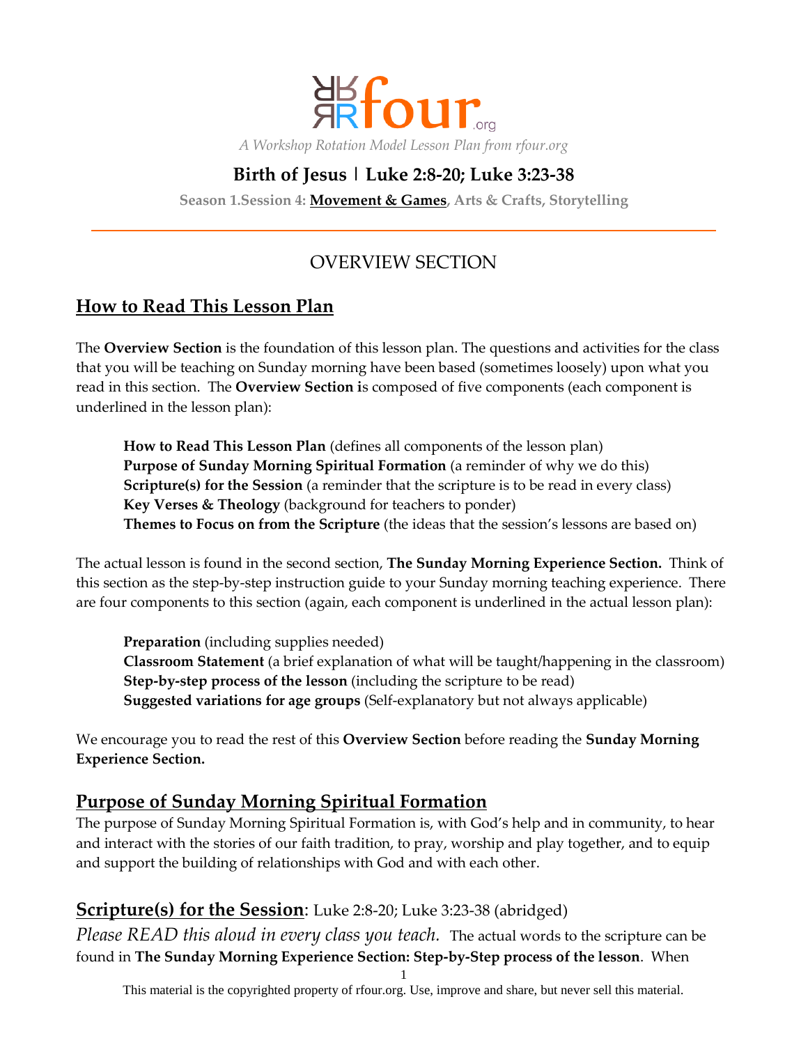rfour.org

*A Workshop Rotation Model Lesson Plan from rfour.org*

# Birth of Jesus | Luke 2:8-20; Luke 3:23-38

**Season 1.Session 4: Movement & Games, Arts & Crafts, Storytelling**

## OVERVIEW SECTION

## How to Read This Lesson Plan

The **Overview Section** is the foundation of this lesson plan. The questions and activities for the class that you will be teaching on Sunday morning have been based (sometimes loosely) upon what you read in this section. The **Overview Section i**s composed of five components (each component is underlined in the lesson plan):

> **How to Read This Lesson Plan** (defines all components of the lesson plan)
> **Purpose of Sunday Morning Spiritual Formation** (a reminder of why we do this)
> **Scripture(s) for the Session** (a reminder that the scripture is to be read in every class)
> **Key Verses & Theology** (background for teachers to ponder)
> **Themes to Focus on from the Scripture** (the ideas that the session's lessons are based on)

The actual lesson is found in the second section, **The Sunday Morning Experience Section.** Think of this section as the step-by-step instruction guide to your Sunday morning teaching experience. There are four components to this section (again, each component is underlined in the actual lesson plan):

> **Preparation** (including supplies needed)
> **Classroom Statement** (a brief explanation of what will be taught/happening in the classroom)
> **Step-by-step process of the lesson** (including the scripture to be read)
> **Suggested variations for age groups** (Self-explanatory but not always applicable)

We encourage you to read the rest of this **Overview Section** before reading the **Sunday Morning Experience Section.**

## Purpose of Sunday Morning Spiritual Formation

The purpose of Sunday Morning Spiritual Formation is, with God's help and in community, to hear and interact with the stories of our faith tradition, to pray, worship and play together, and to equip and support the building of relationships with God and with each other.

## Scripture(s) for the Session: Luke 2:8-20; Luke 3:23-38 (abridged)

*Please READ this aloud in every class you teach.* The actual words to the scripture can be found in **The Sunday Morning Experience Section: Step-by-Step process of the lesson**. When

This material is the copyrighted property of rfour.org. Use, improve and share, but never sell this material.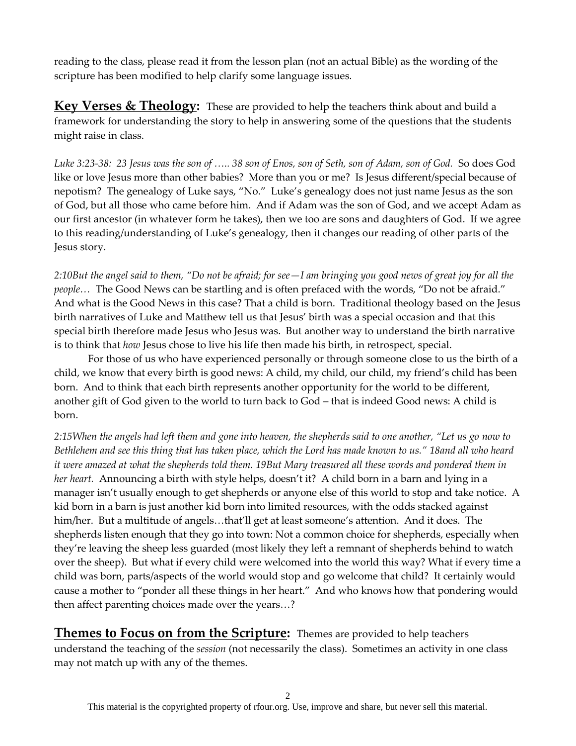reading to the class, please read it from the lesson plan (not an actual Bible) as the wording of the scripture has been modified to help clarify some language issues.

## **Key Verses & Theology:**

These are provided to help the teachers think about and build a framework for understanding the story to help in answering some of the questions that the students might raise in class.

*Luke 3:23-38: 23 Jesus was the son of ….. 38 son of Enos, son of Seth, son of Adam, son of God.* So does God like or love Jesus more than other babies? More than you or me? Is Jesus different/special because of nepotism? The genealogy of Luke says, "No." Luke's genealogy does not just name Jesus as the son of God, but all those who came before him. And if Adam was the son of God, and we accept Adam as our first ancestor (in whatever form he takes), then we too are sons and daughters of God. If we agree to this reading/understanding of Luke's genealogy, then it changes our reading of other parts of the Jesus story.

*2:10But the angel said to them, "Do not be afraid; for see—I am bringing you good news of great joy for all the people…* The Good News can be startling and is often prefaced with the words, "Do not be afraid." And what is the Good News in this case? That a child is born. Traditional theology based on the Jesus birth narratives of Luke and Matthew tell us that Jesus' birth was a special occasion and that this special birth therefore made Jesus who Jesus was. But another way to understand the birth narrative is to think that *how* Jesus chose to live his life then made his birth, in retrospect, special.

For those of us who have experienced personally or through someone close to us the birth of a child, we know that every birth is good news: A child, my child, our child, my friend's child has been born. And to think that each birth represents another opportunity for the world to be different, another gift of God given to the world to turn back to God – that is indeed Good news: A child is born.

*2:15When the angels had left them and gone into heaven, the shepherds said to one another, "Let us go now to Bethlehem and see this thing that has taken place, which the Lord has made known to us." 18and all who heard it were amazed at what the shepherds told them. 19But Mary treasured all these words and pondered them in her heart.* Announcing a birth with style helps, doesn't it? A child born in a barn and lying in a manager isn't usually enough to get shepherds or anyone else of this world to stop and take notice. A kid born in a barn is just another kid born into limited resources, with the odds stacked against him/her. But a multitude of angels…that'll get at least someone's attention. And it does. The shepherds listen enough that they go into town: Not a common choice for shepherds, especially when they're leaving the sheep less guarded (most likely they left a remnant of shepherds behind to watch over the sheep). But what if every child were welcomed into the world this way? What if every time a child was born, parts/aspects of the world would stop and go welcome that child? It certainly would cause a mother to "ponder all these things in her heart." And who knows how that pondering would then affect parenting choices made over the years…?

## **Themes to Focus on from the Scripture:**

Themes are provided to help teachers understand the teaching of the *session* (not necessarily the class). Sometimes an activity in one class may not match up with any of the themes.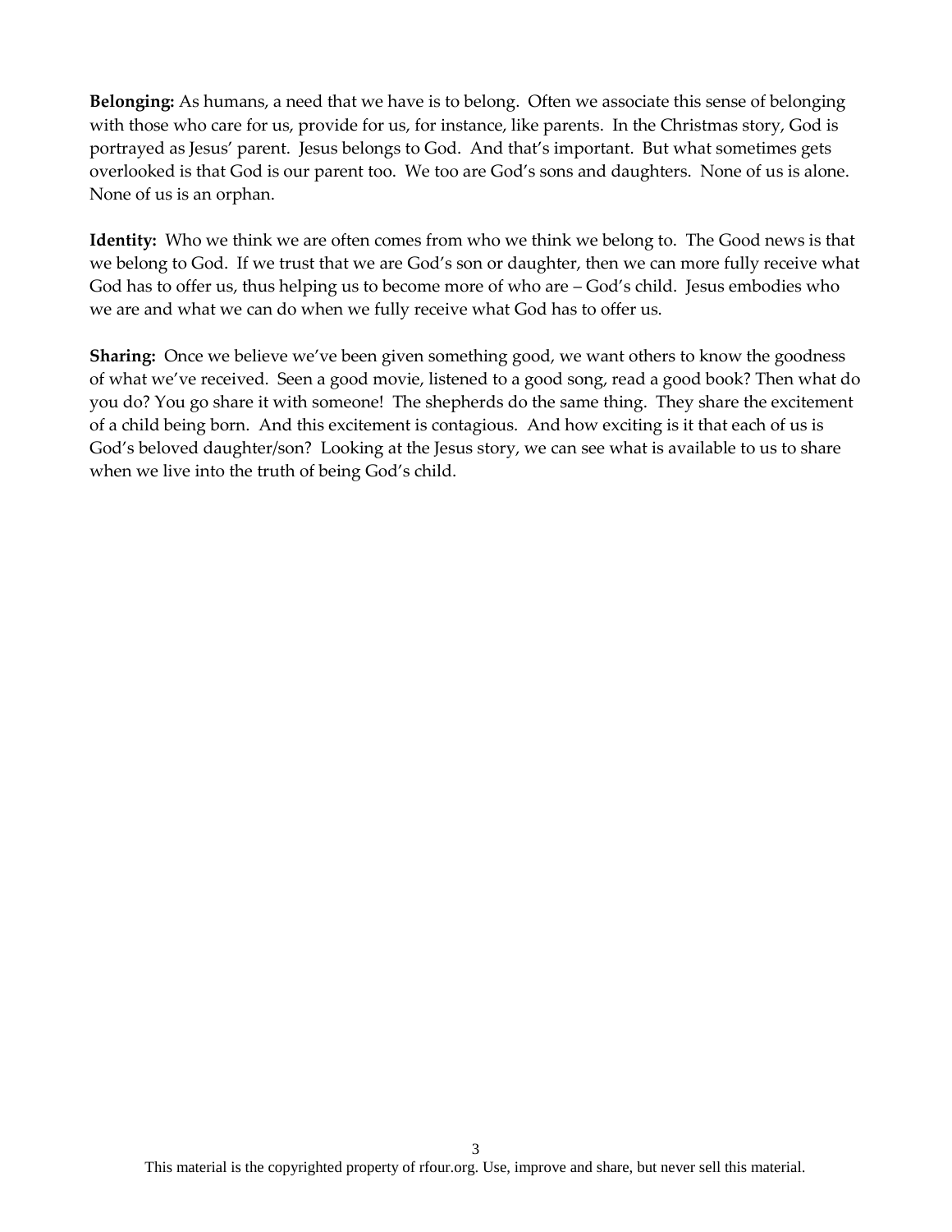**Belonging:** As humans, a need that we have is to belong. Often we associate this sense of belonging with those who care for us, provide for us, for instance, like parents. In the Christmas story, God is portrayed as Jesus' parent. Jesus belongs to God. And that's important. But what sometimes gets overlooked is that God is our parent too. We too are God's sons and daughters. None of us is alone. None of us is an orphan.

**Identity:** Who we think we are often comes from who we think we belong to. The Good news is that we belong to God. If we trust that we are God's son or daughter, then we can more fully receive what God has to offer us, thus helping us to become more of who are – God's child. Jesus embodies who we are and what we can do when we fully receive what God has to offer us.

**Sharing:** Once we believe we've been given something good, we want others to know the goodness of what we've received. Seen a good movie, listened to a good song, read a good book? Then what do you do? You go share it with someone! The shepherds do the same thing. They share the excitement of a child being born. And this excitement is contagious. And how exciting is it that each of us is God's beloved daughter/son? Looking at the Jesus story, we can see what is available to us to share when we live into the truth of being God's child.

This material is the copyrighted property of rfour.org. Use, improve and share, but never sell this material.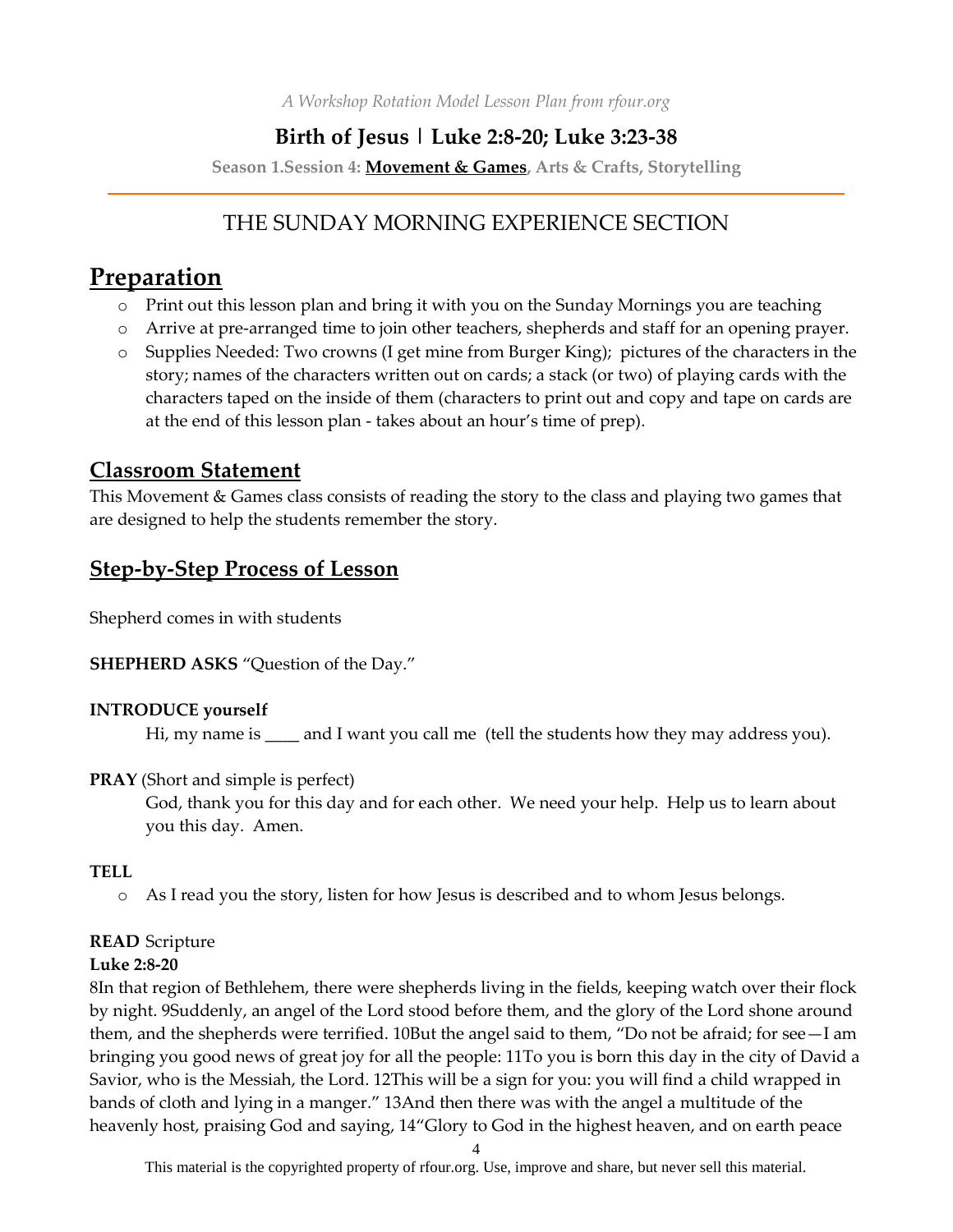*A Workshop Rotation Model Lesson Plan from rfour.org*

## Birth of Jesus | Luke 2:8-20; Luke 3:23-38

**Season 1.Session 4: Movement & Games, Arts & Crafts, Storytelling**

---

THE SUNDAY MORNING EXPERIENCE SECTION

# Preparation

- Print out this lesson plan and bring it with you on the Sunday Mornings you are teaching
- Arrive at pre-arranged time to join other teachers, shepherds and staff for an opening prayer.
- Supplies Needed: Two crowns (I get mine from Burger King); pictures of the characters in the story; names of the characters written out on cards; a stack (or two) of playing cards with the characters taped on the inside of them (characters to print out and copy and tape on cards are at the end of this lesson plan - takes about an hour's time of prep).

## Classroom Statement

This Movement & Games class consists of reading the story to the class and playing two games that are designed to help the students remember the story.

## Step-by-Step Process of Lesson

Shepherd comes in with students

**SHEPHERD ASKS** "Question of the Day."

**INTRODUCE yourself**

Hi, my name is ____ and I want you call me (tell the students how they may address you).

**PRAY** (Short and simple is perfect)

God, thank you for this day and for each other. We need your help. Help us to learn about you this day. Amen.

**TELL**

- As I read you the story, listen for how Jesus is described and to whom Jesus belongs.

**READ** Scripture

**Luke 2:8-20**

8In that region of Bethlehem, there were shepherds living in the fields, keeping watch over their flock by night. 9Suddenly, an angel of the Lord stood before them, and the glory of the Lord shone around them, and the shepherds were terrified. 10But the angel said to them, "Do not be afraid; for see—I am bringing you good news of great joy for all the people: 11To you is born this day in the city of David a Savior, who is the Messiah, the Lord. 12This will be a sign for you: you will find a child wrapped in bands of cloth and lying in a manger." 13And then there was with the angel a multitude of the heavenly host, praising God and saying, 14"Glory to God in the highest heaven, and on earth peace

This material is the copyrighted property of rfour.org. Use, improve and share, but never sell this material.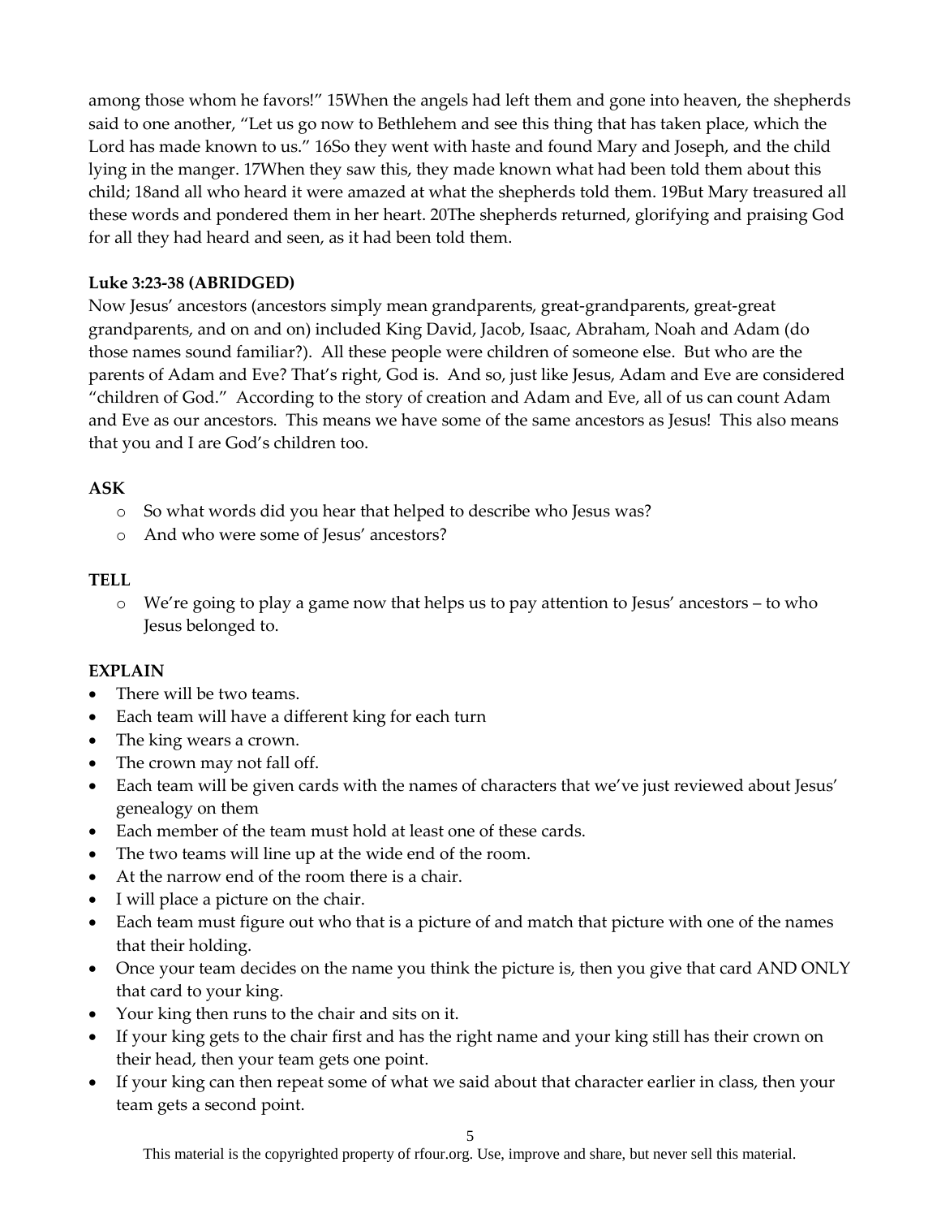among those whom he favors!" 15When the angels had left them and gone into heaven, the shepherds said to one another, "Let us go now to Bethlehem and see this thing that has taken place, which the Lord has made known to us." 16So they went with haste and found Mary and Joseph, and the child lying in the manger. 17When they saw this, they made known what had been told them about this child; 18and all who heard it were amazed at what the shepherds told them. 19But Mary treasured all these words and pondered them in her heart. 20The shepherds returned, glorifying and praising God for all they had heard and seen, as it had been told them.

**Luke 3:23-38 (ABRIDGED)**

Now Jesus' ancestors (ancestors simply mean grandparents, great-grandparents, great-great grandparents, and on and on) included King David, Jacob, Isaac, Abraham, Noah and Adam (do those names sound familiar?). All these people were children of someone else. But who are the parents of Adam and Eve? That's right, God is. And so, just like Jesus, Adam and Eve are considered "children of God." According to the story of creation and Adam and Eve, all of us can count Adam and Eve as our ancestors. This means we have some of the same ancestors as Jesus! This also means that you and I are God's children too.

**ASK**

- So what words did you hear that helped to describe who Jesus was?
- And who were some of Jesus' ancestors?

**TELL**

- We're going to play a game now that helps us to pay attention to Jesus' ancestors – to who Jesus belonged to.

**EXPLAIN**

- There will be two teams.
- Each team will have a different king for each turn
- The king wears a crown.
- The crown may not fall off.
- Each team will be given cards with the names of characters that we've just reviewed about Jesus' genealogy on them
- Each member of the team must hold at least one of these cards.
- The two teams will line up at the wide end of the room.
- At the narrow end of the room there is a chair.
- I will place a picture on the chair.
- Each team must figure out who that is a picture of and match that picture with one of the names that their holding.
- Once your team decides on the name you think the picture is, then you give that card AND ONLY that card to your king.
- Your king then runs to the chair and sits on it.
- If your king gets to the chair first and has the right name and your king still has their crown on their head, then your team gets one point.
- If your king can then repeat some of what we said about that character earlier in class, then your team gets a second point.

This material is the copyrighted property of rfour.org. Use, improve and share, but never sell this material.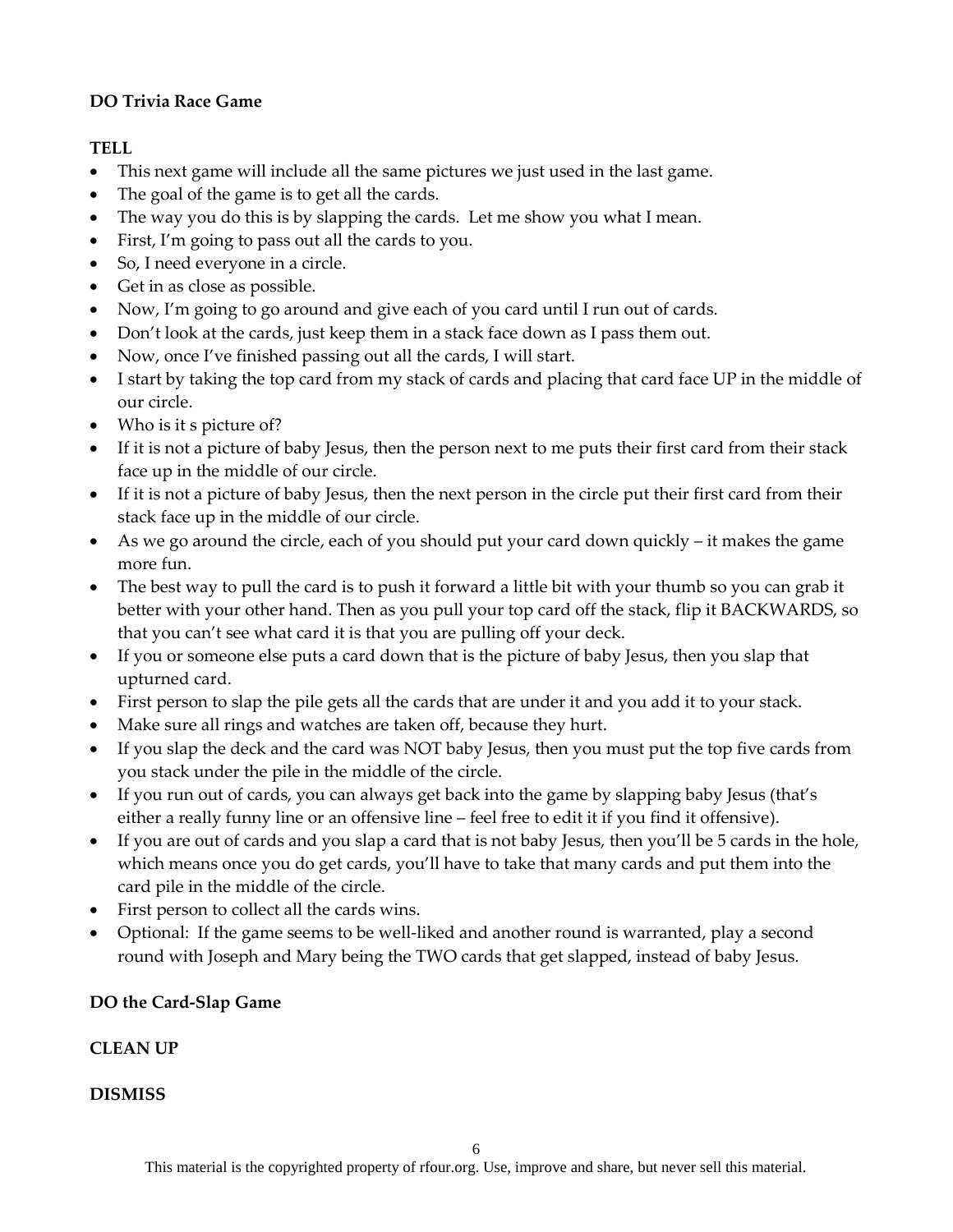**DO Trivia Race Game**

**TELL**

- This next game will include all the same pictures we just used in the last game.
- The goal of the game is to get all the cards.
- The way you do this is by slapping the cards. Let me show you what I mean.
- First, I'm going to pass out all the cards to you.
- So, I need everyone in a circle.
- Get in as close as possible.
- Now, I'm going to go around and give each of you card until I run out of cards.
- Don't look at the cards, just keep them in a stack face down as I pass them out.
- Now, once I've finished passing out all the cards, I will start.
- I start by taking the top card from my stack of cards and placing that card face UP in the middle of our circle.
- Who is it s picture of?
- If it is not a picture of baby Jesus, then the person next to me puts their first card from their stack face up in the middle of our circle.
- If it is not a picture of baby Jesus, then the next person in the circle put their first card from their stack face up in the middle of our circle.
- As we go around the circle, each of you should put your card down quickly – it makes the game more fun.
- The best way to pull the card is to push it forward a little bit with your thumb so you can grab it better with your other hand. Then as you pull your top card off the stack, flip it BACKWARDS, so that you can't see what card it is that you are pulling off your deck.
- If you or someone else puts a card down that is the picture of baby Jesus, then you slap that upturned card.
- First person to slap the pile gets all the cards that are under it and you add it to your stack.
- Make sure all rings and watches are taken off, because they hurt.
- If you slap the deck and the card was NOT baby Jesus, then you must put the top five cards from you stack under the pile in the middle of the circle.
- If you run out of cards, you can always get back into the game by slapping baby Jesus (that's either a really funny line or an offensive line – feel free to edit it if you find it offensive).
- If you are out of cards and you slap a card that is not baby Jesus, then you'll be 5 cards in the hole, which means once you do get cards, you'll have to take that many cards and put them into the card pile in the middle of the circle.
- First person to collect all the cards wins.
- Optional: If the game seems to be well-liked and another round is warranted, play a second round with Joseph and Mary being the TWO cards that get slapped, instead of baby Jesus.

**DO the Card-Slap Game**

**CLEAN UP**

**DISMISS**

This material is the copyrighted property of rfour.org. Use, improve and share, but never sell this material.